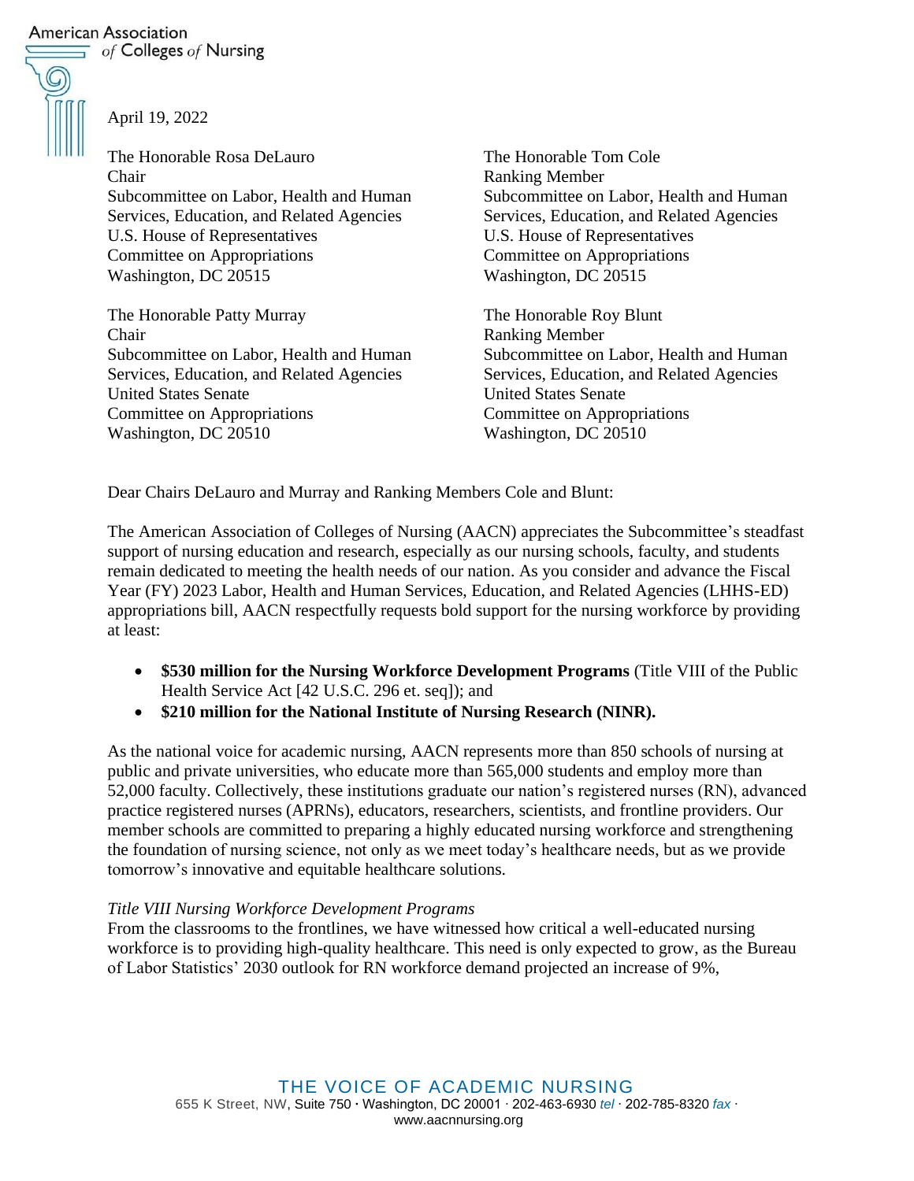American Association of Colleges of Nursing

April 19, 2022

The Honorable Rosa DeLauro
Chair
Subcommittee on Labor, Health and Human Services, Education, and Related Agencies
U.S. House of Representatives
Committee on Appropriations
Washington, DC 20515

The Honorable Tom Cole
Ranking Member
Subcommittee on Labor, Health and Human Services, Education, and Related Agencies
U.S. House of Representatives
Committee on Appropriations
Washington, DC 20515

The Honorable Patty Murray
Chair
Subcommittee on Labor, Health and Human Services, Education, and Related Agencies
United States Senate
Committee on Appropriations
Washington, DC 20510

The Honorable Roy Blunt
Ranking Member
Subcommittee on Labor, Health and Human Services, Education, and Related Agencies
United States Senate
Committee on Appropriations
Washington, DC 20510

Dear Chairs DeLauro and Murray and Ranking Members Cole and Blunt:

The American Association of Colleges of Nursing (AACN) appreciates the Subcommittee's steadfast support of nursing education and research, especially as our nursing schools, faculty, and students remain dedicated to meeting the health needs of our nation. As you consider and advance the Fiscal Year (FY) 2023 Labor, Health and Human Services, Education, and Related Agencies (LHHS-ED) appropriations bill, AACN respectfully requests bold support for the nursing workforce by providing at least:

- **$530 million for the Nursing Workforce Development Programs** (Title VIII of the Public Health Service Act [42 U.S.C. 296 et. seq]); and
- **$210 million for the National Institute of Nursing Research (NINR).**

As the national voice for academic nursing, AACN represents more than 850 schools of nursing at public and private universities, who educate more than 565,000 students and employ more than 52,000 faculty. Collectively, these institutions graduate our nation's registered nurses (RN), advanced practice registered nurses (APRNs), educators, researchers, scientists, and frontline providers. Our member schools are committed to preparing a highly educated nursing workforce and strengthening the foundation of nursing science, not only as we meet today's healthcare needs, but as we provide tomorrow's innovative and equitable healthcare solutions.

*Title VIII Nursing Workforce Development Programs*

From the classrooms to the frontlines, we have witnessed how critical a well-educated nursing workforce is to providing high-quality healthcare. This need is only expected to grow, as the Bureau of Labor Statistics' 2030 outlook for RN workforce demand projected an increase of 9%,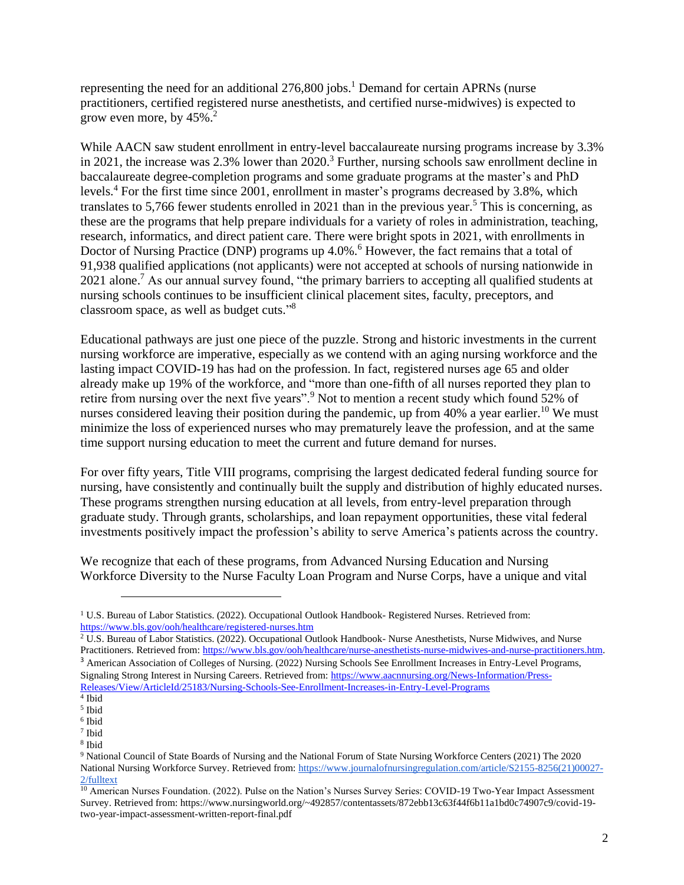representing the need for an additional 276,800 jobs.[1] Demand for certain APRNs (nurse practitioners, certified registered nurse anesthetists, and certified nurse-midwives) is expected to grow even more, by 45%.[2]

While AACN saw student enrollment in entry-level baccalaureate nursing programs increase by 3.3% in 2021, the increase was 2.3% lower than 2020.[3] Further, nursing schools saw enrollment decline in baccalaureate degree-completion programs and some graduate programs at the master's and PhD levels.[4] For the first time since 2001, enrollment in master's programs decreased by 3.8%, which translates to 5,766 fewer students enrolled in 2021 than in the previous year.[5] This is concerning, as these are the programs that help prepare individuals for a variety of roles in administration, teaching, research, informatics, and direct patient care. There were bright spots in 2021, with enrollments in Doctor of Nursing Practice (DNP) programs up 4.0%.[6] However, the fact remains that a total of 91,938 qualified applications (not applicants) were not accepted at schools of nursing nationwide in 2021 alone.[7] As our annual survey found, "the primary barriers to accepting all qualified students at nursing schools continues to be insufficient clinical placement sites, faculty, preceptors, and classroom space, as well as budget cuts."[8]

Educational pathways are just one piece of the puzzle. Strong and historic investments in the current nursing workforce are imperative, especially as we contend with an aging nursing workforce and the lasting impact COVID-19 has had on the profession. In fact, registered nurses age 65 and older already make up 19% of the workforce, and "more than one-fifth of all nurses reported they plan to retire from nursing over the next five years".[9] Not to mention a recent study which found 52% of nurses considered leaving their position during the pandemic, up from 40% a year earlier.[10] We must minimize the loss of experienced nurses who may prematurely leave the profession, and at the same time support nursing education to meet the current and future demand for nurses.

For over fifty years, Title VIII programs, comprising the largest dedicated federal funding source for nursing, have consistently and continually built the supply and distribution of highly educated nurses. These programs strengthen nursing education at all levels, from entry-level preparation through graduate study. Through grants, scholarships, and loan repayment opportunities, these vital federal investments positively impact the profession's ability to serve America's patients across the country.

We recognize that each of these programs, from Advanced Nursing Education and Nursing Workforce Diversity to the Nurse Faculty Loan Program and Nurse Corps, have a unique and vital

---

[1] U.S. Bureau of Labor Statistics. (2022). Occupational Outlook Handbook- Registered Nurses. Retrieved from: https://www.bls.gov/ooh/healthcare/registered-nurses.htm

[2] U.S. Bureau of Labor Statistics. (2022). Occupational Outlook Handbook- Nurse Anesthetists, Nurse Midwives, and Nurse Practitioners. Retrieved from: https://www.bls.gov/ooh/healthcare/nurse-anesthetists-nurse-midwives-and-nurse-practitioners.htm.

[3] American Association of Colleges of Nursing. (2022) Nursing Schools See Enrollment Increases in Entry-Level Programs, Signaling Strong Interest in Nursing Careers. Retrieved from: https://www.aacnnursing.org/News-Information/Press-Releases/View/ArticleId/25183/Nursing-Schools-See-Enrollment-Increases-in-Entry-Level-Programs

[4] Ibid

[5] Ibid

[6] Ibid

[7] Ibid

[8] Ibid

[9] National Council of State Boards of Nursing and the National Forum of State Nursing Workforce Centers (2021) The 2020 National Nursing Workforce Survey. Retrieved from: https://www.journalofnursingregulation.com/article/S2155-8256(21)00027-2/fulltext

[10] American Nurses Foundation. (2022). Pulse on the Nation's Nurses Survey Series: COVID-19 Two-Year Impact Assessment Survey. Retrieved from: https://www.nursingworld.org/~492857/contentassets/872ebb13c63f44f6b11a1bd0c74907c9/covid-19-two-year-impact-assessment-written-report-final.pdf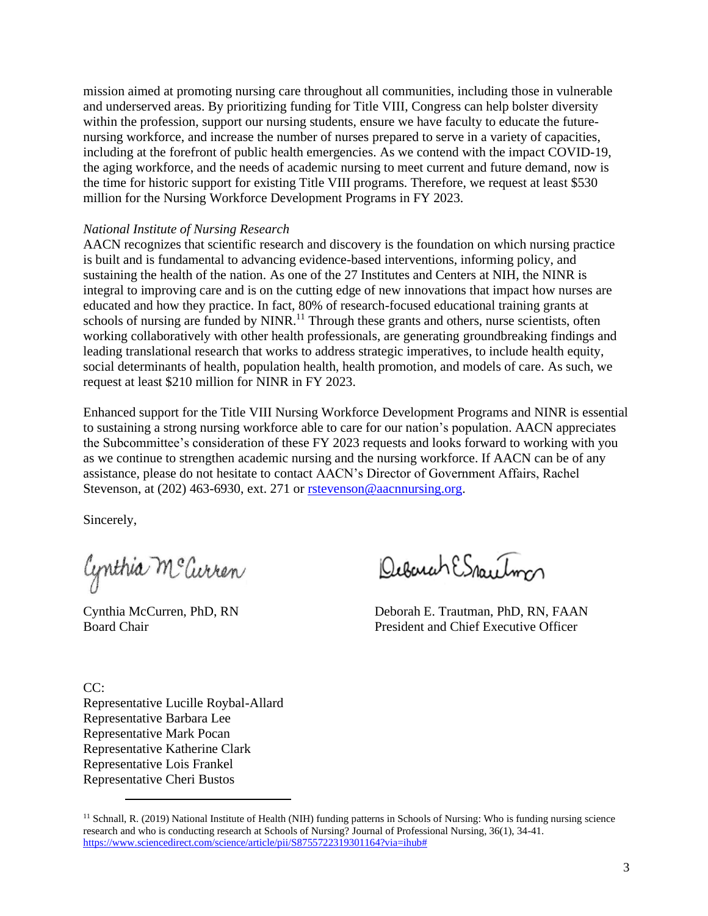mission aimed at promoting nursing care throughout all communities, including those in vulnerable and underserved areas. By prioritizing funding for Title VIII, Congress can help bolster diversity within the profession, support our nursing students, ensure we have faculty to educate the future-nursing workforce, and increase the number of nurses prepared to serve in a variety of capacities, including at the forefront of public health emergencies. As we contend with the impact COVID-19, the aging workforce, and the needs of academic nursing to meet current and future demand, now is the time for historic support for existing Title VIII programs. Therefore, we request at least $530 million for the Nursing Workforce Development Programs in FY 2023.

*National Institute of Nursing Research*

AACN recognizes that scientific research and discovery is the foundation on which nursing practice is built and is fundamental to advancing evidence-based interventions, informing policy, and sustaining the health of the nation. As one of the 27 Institutes and Centers at NIH, the NINR is integral to improving care and is on the cutting edge of new innovations that impact how nurses are educated and how they practice. In fact, 80% of research-focused educational training grants at schools of nursing are funded by NINR.[11] Through these grants and others, nurse scientists, often working collaboratively with other health professionals, are generating groundbreaking findings and leading translational research that works to address strategic imperatives, to include health equity, social determinants of health, population health, health promotion, and models of care. As such, we request at least $210 million for NINR in FY 2023.

Enhanced support for the Title VIII Nursing Workforce Development Programs and NINR is essential to sustaining a strong nursing workforce able to care for our nation's population. AACN appreciates the Subcommittee's consideration of these FY 2023 requests and looks forward to working with you as we continue to strengthen academic nursing and the nursing workforce. If AACN can be of any assistance, please do not hesitate to contact AACN's Director of Government Affairs, Rachel Stevenson, at (202) 463-6930, ext. 271 or rstevenson@aacnnursing.org.

Sincerely,

Cynthia McCurren, PhD, RN
Board Chair

Deborah E. Trautman, PhD, RN, FAAN
President and Chief Executive Officer

CC:
Representative Lucille Roybal-Allard
Representative Barbara Lee
Representative Mark Pocan
Representative Katherine Clark
Representative Lois Frankel
Representative Cheri Bustos

---

[11] Schnall, R. (2019) National Institute of Health (NIH) funding patterns in Schools of Nursing: Who is funding nursing science research and who is conducting research at Schools of Nursing? Journal of Professional Nursing, 36(1), 34-41. https://www.sciencedirect.com/science/article/pii/S8755722319301164?via=ihub#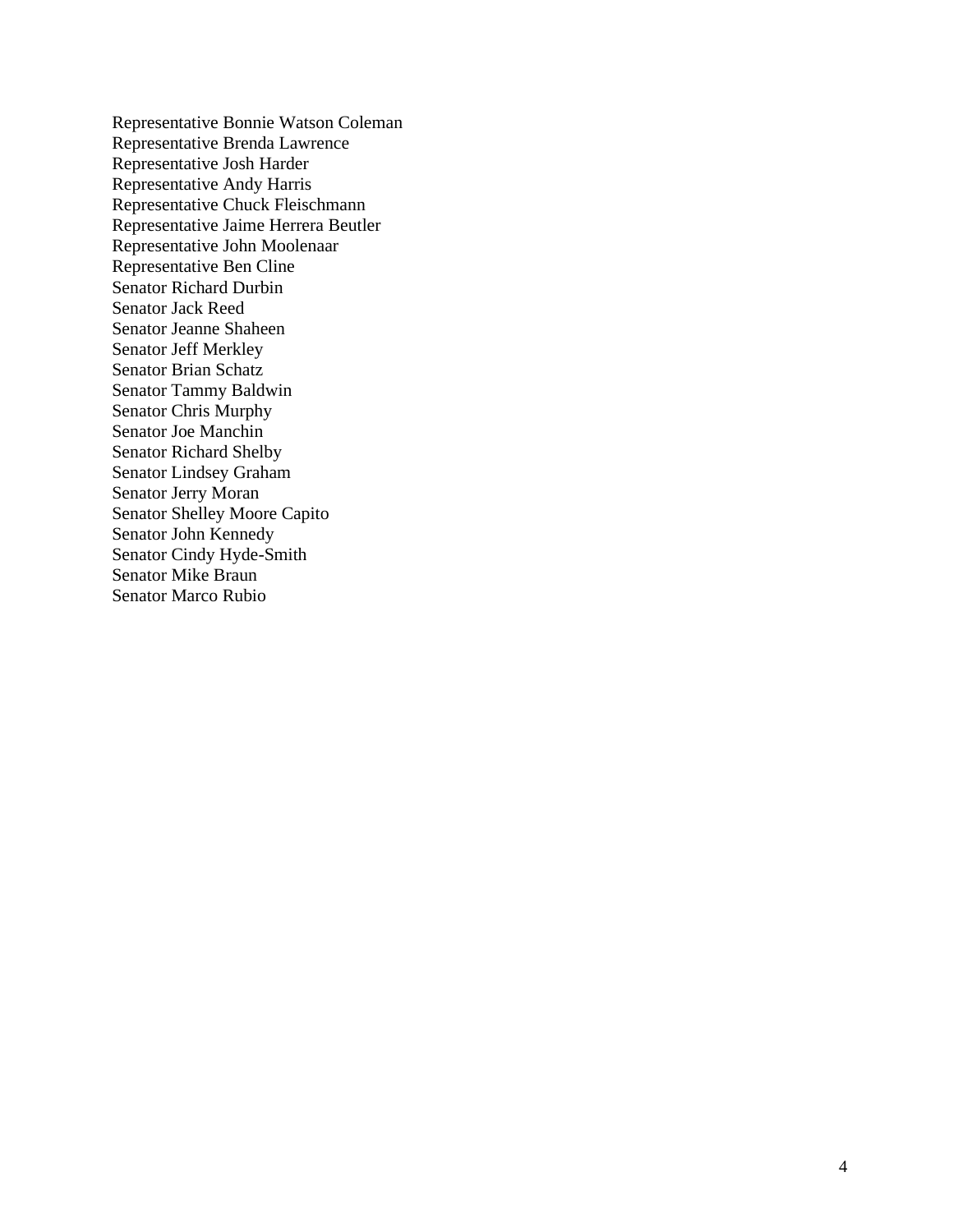Representative Bonnie Watson Coleman
Representative Brenda Lawrence
Representative Josh Harder
Representative Andy Harris
Representative Chuck Fleischmann
Representative Jaime Herrera Beutler
Representative John Moolenaar
Representative Ben Cline
Senator Richard Durbin
Senator Jack Reed
Senator Jeanne Shaheen
Senator Jeff Merkley
Senator Brian Schatz
Senator Tammy Baldwin
Senator Chris Murphy
Senator Joe Manchin
Senator Richard Shelby
Senator Lindsey Graham
Senator Jerry Moran
Senator Shelley Moore Capito
Senator John Kennedy
Senator Cindy Hyde-Smith
Senator Mike Braun
Senator Marco Rubio